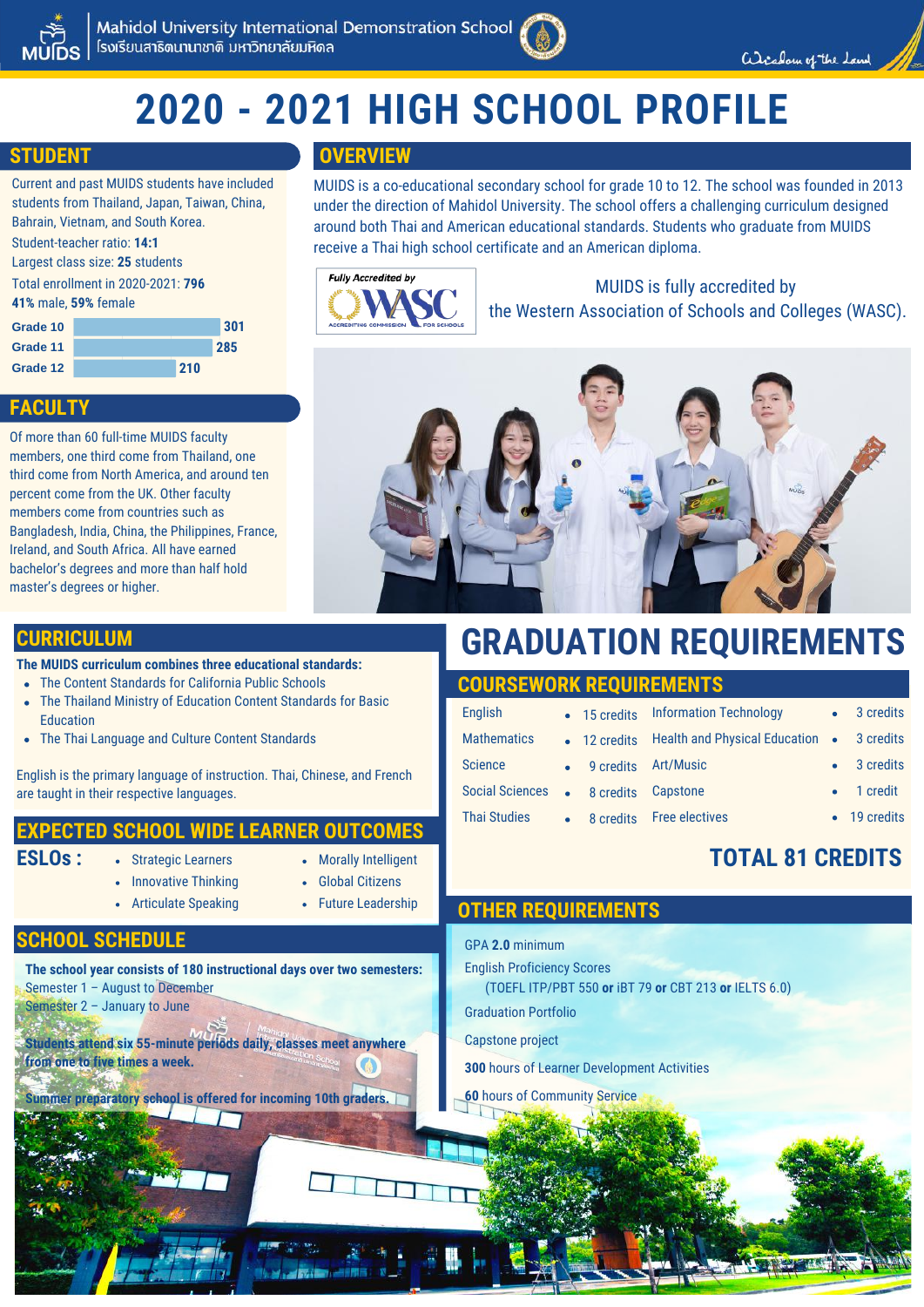Mahidol University International Demonstration School
โรงเรียนสาธิตนานาชาติ มหาวิทยาลัยมหิดล

# 2020 - 2021 HIGH SCHOOL PROFILE

## STUDENT

Current and past MUIDS students have included students from Thailand, Japan, Taiwan, China, Bahrain, Vietnam, and South Korea.

Student-teacher ratio: **14:1**

Largest class size: **25** students

Total enrollment in 2020-2021: **796**

**41%** male, **59%** female

| Grade | Students |
|---|---|
| Grade 10 | 301 |
| Grade 11 | 285 |
| Grade 12 | 210 |

## FACULTY

Of more than 60 full-time MUIDS faculty members, one third come from Thailand, one third come from North America, and around ten percent come from the UK. Other faculty members come from countries such as Bangladesh, India, China, the Philippines, France, Ireland, and South Africa. All have earned bachelor's degrees and more than half hold master's degrees or higher.

## OVERVIEW

MUIDS is a co-educational secondary school for grade 10 to 12. The school was founded in 2013 under the direction of Mahidol University. The school offers a challenging curriculum designed around both Thai and American educational standards. Students who graduate from MUIDS receive a Thai high school certificate and an American diploma.

*Fully Accredited by* WASC — Accrediting Commission for Schools

MUIDS is fully accredited by the Western Association of Schools and Colleges (WASC).

## CURRICULUM

**The MUIDS curriculum combines three educational standards:**

- The Content Standards for California Public Schools
- The Thailand Ministry of Education Content Standards for Basic Education
- The Thai Language and Culture Content Standards

English is the primary language of instruction. Thai, Chinese, and French are taught in their respective languages.

## EXPECTED SCHOOL WIDE LEARNER OUTCOMES

**ESLOs :**

- Strategic Learners
- Innovative Thinking
- Articulate Speaking
- Morally Intelligent
- Global Citizens
- Future Leadership

## SCHOOL SCHEDULE

**The school year consists of 180 instructional days over two semesters:**

Semester 1 – August to December

Semester 2 – January to June

**Students attend six 55-minute periods daily, classes meet anywhere from one to five times a week.**

**Summer preparatory school is offered for incoming 10th graders.**

# GRADUATION REQUIREMENTS

## COURSEWORK REQUIREMENTS

| Subject | Credits | Subject | Credits |
|---|---|---|---|
| English | 15 credits | Information Technology | 3 credits |
| Mathematics | 12 credits | Health and Physical Education | 3 credits |
| Science | 9 credits | Art/Music | 3 credits |
| Social Sciences | 8 credits | Capstone | 1 credit |
| Thai Studies | 8 credits | Free electives | 19 credits |

**TOTAL 81 CREDITS**

## OTHER REQUIREMENTS

GPA **2.0** minimum

English Proficiency Scores
(TOEFL ITP/PBT 550 **or** iBT 79 **or** CBT 213 **or** IELTS 6.0)

Graduation Portfolio

Capstone project

**300** hours of Learner Development Activities

**60** hours of Community Service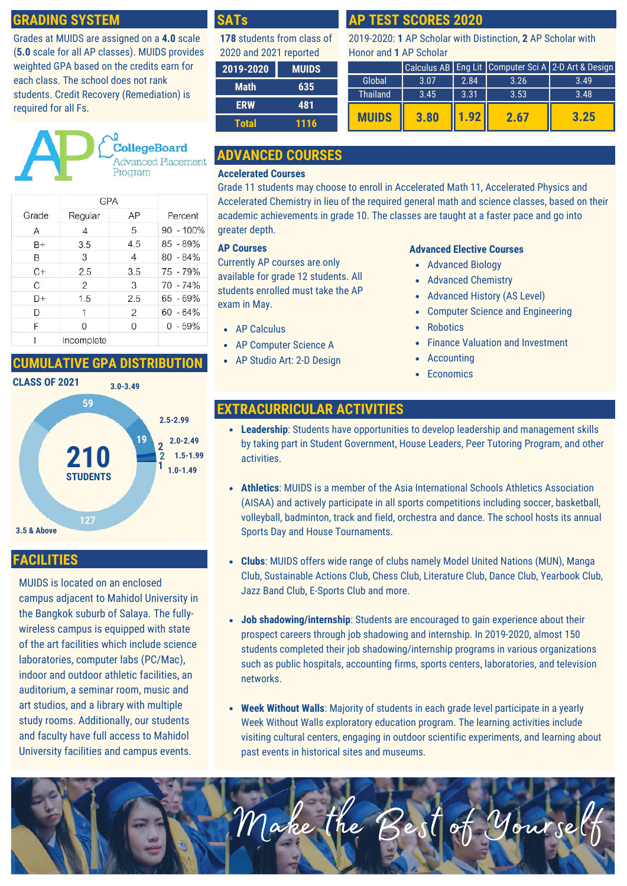## GRADING SYSTEM

Grades at MUIDS are assigned on a **4.0** scale (**5.0** scale for all AP classes). MUIDS provides weighted GPA based on the credits earn for each class. The school does not rank students. Credit Recovery (Remediation) is required for all Fs.

| Grade | GPA | | Percent |
|---|---|---|---|
| | Regular | AP | |
| A | 4 | 5 | 90 - 100% |
| B+ | 3.5 | 4.5 | 85 - 89% |
| B | 3 | 4 | 80 - 84% |
| C+ | 2.5 | 3.5 | 75 - 79% |
| C | 2 | 3 | 70 - 74% |
| D+ | 1.5 | 2.5 | 65 - 69% |
| D | 1 | 2 | 60 - 64% |
| F | 0 | 0 | 0 - 59% |
| I | Incomplete | | |

## CUMULATIVE GPA DISTRIBUTION

**CLASS OF 2021**

**210 STUDENTS**

- 3.5 & Above: 127
- 3.0-3.49: 59
- 2.5-2.99: 19
- 2.0-2.49: 2
- 1.5-1.99: 2
- 1.0-1.49: 1

## FACILITIES

MUIDS is located on an enclosed campus adjacent to Mahidol University in the Bangkok suburb of Salaya. The fully-wireless campus is equipped with state of the art facilities which include science laboratories, computer labs (PC/Mac), indoor and outdoor athletic facilities, an auditorium, a seminar room, music and art studios, and a library with multiple study rooms. Additionally, our students and faculty have full access to Mahidol University facilities and campus events.

## SATs

**178** students from class of 2020 and 2021 reported

| 2019-2020 | MUIDS |
|---|---|
| Math | 635 |
| ERW | 481 |
| Total | 1116 |

## AP TEST SCORES 2020

2019-2020: **1** AP Scholar with Distinction, **2** AP Scholar with Honor and **1** AP Scholar

| | Calculus AB | Eng Lit | Computer Sci A | 2-D Art & Design |
|---|---|---|---|---|
| Global | 3.07 | 2.84 | 3.26 | 3.49 |
| Thailand | 3.45 | 3.31 | 3.53 | 3.48 |
| **MUIDS** | **3.80** | **1.92** | **2.67** | **3.25** |

## ADVANCED COURSES

### Accelerated Courses

Grade 11 students may choose to enroll in Accelerated Math 11, Accelerated Physics and Accelerated Chemistry in lieu of the required general math and science classes, based on their academic achievements in grade 10. The classes are taught at a faster pace and go into greater depth.

### AP Courses

Currently AP courses are only available for grade 12 students. All students enrolled must take the AP exam in May.

- AP Calculus
- AP Computer Science A
- AP Studio Art: 2-D Design

### Advanced Elective Courses

- Advanced Biology
- Advanced Chemistry
- Advanced History (AS Level)
- Computer Science and Engineering
- Robotics
- Finance Valuation and Investment
- Accounting
- Economics

## EXTRACURRICULAR ACTIVITIES

- **Leadership**: Students have opportunities to develop leadership and management skills by taking part in Student Government, House Leaders, Peer Tutoring Program, and other activities.
- **Athletics**: MUIDS is a member of the Asia International Schools Athletics Association (AISAA) and actively participate in all sports competitions including soccer, basketball, volleyball, badminton, track and field, orchestra and dance. The school hosts its annual Sports Day and House Tournaments.
- **Clubs**: MUIDS offers wide range of clubs namely Model United Nations (MUN), Manga Club, Sustainable Actions Club, Chess Club, Literature Club, Dance Club, Yearbook Club, Jazz Band Club, E-Sports Club and more.
- **Job shadowing/internship**: Students are encouraged to gain experience about their prospect careers through job shadowing and internship. In 2019-2020, almost 150 students completed their job shadowing/internship programs in various organizations such as public hospitals, accounting firms, sports centers, laboratories, and television networks.
- **Week Without Walls**: Majority of students in each grade level participate in a yearly Week Without Walls exploratory education program. The learning activities include visiting cultural centers, engaging in outdoor scientific experiments, and learning about past events in historical sites and museums.

*Make the Best of Yourself*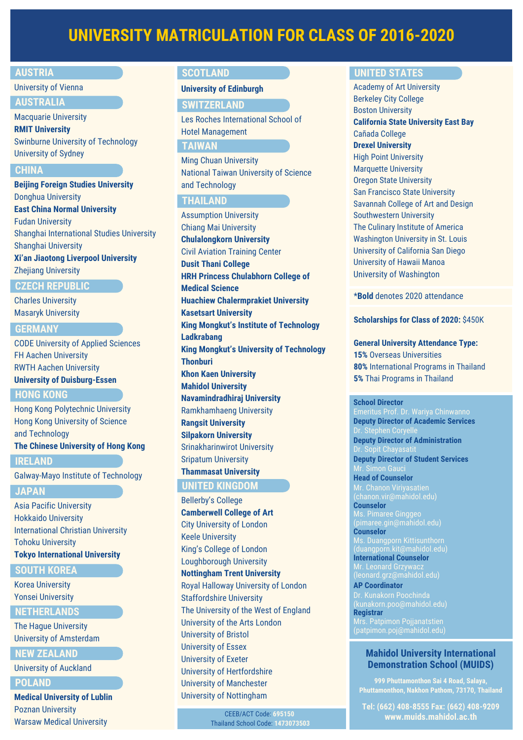# UNIVERSITY MATRICULATION FOR CLASS OF 2016-2020

## AUSTRIA

University of Vienna

## AUSTRALIA

Macquarie University
**RMIT University**
Swinburne University of Technology
University of Sydney

## CHINA

**Beijing Foreign Studies University**
Donghua University
**East China Normal University**
Fudan University
Shanghai International Studies University
Shanghai University
**Xi'an Jiaotong Liverpool University**
Zhejiang University

## CZECH REPUBLIC

Charles University
Masaryk University

## GERMANY

CODE University of Applied Sciences
FH Aachen University
RWTH Aachen University
**University of Duisburg-Essen**

## HONG KONG

Hong Kong Polytechnic University
Hong Kong University of Science and Technology
**The Chinese University of Hong Kong**

## IRELAND

Galway-Mayo Institute of Technology

## JAPAN

Asia Pacific University
Hokkaido University
International Christian University
Tohoku University
**Tokyo International University**

## SOUTH KOREA

Korea University
Yonsei University

## NETHERLANDS

The Hague University
University of Amsterdam

## NEW ZEALAND

University of Auckland

## POLAND

**Medical University of Lublin**
Poznan University
Warsaw Medical University

## SCOTLAND

**University of Edinburgh**

## SWITZERLAND

Les Roches International School of Hotel Management

## TAIWAN

Ming Chuan University
National Taiwan University of Science and Technology

## THAILAND

Assumption University
Chiang Mai University
**Chulalongkorn University**
Civil Aviation Training Center
**Dusit Thani College**
**HRH Princess Chulabhorn College of Medical Science**
**Huachiew Chalermprakiet University**
**Kasetsart University**
**King Mongkut's Institute of Technology Ladkrabang**
**King Mongkut's University of Technology Thonburi**
**Khon Kaen University**
**Mahidol University**
**Navamindradhiraj University**
Ramkhamhaeng University
**Rangsit University**
**Silpakorn University**
Srinakharinwirot University
Sripatum University
**Thammasat University**

## UNITED KINGDOM

Bellerby's College
**Camberwell College of Art**
City University of London
Keele University
King's College of London
Loughborough University
**Nottingham Trent University**
Royal Halloway University of London
Staffordshire University
The University of the West of England
University of the Arts London
University of Bristol
University of Essex
University of Exeter
University of Hertfordshire
University of Manchester
University of Nottingham

CEEB/ACT Code: 695150
Thailand School Code: 1473073503

## UNITED STATES

Academy of Art University
Berkeley City College
Boston University
**California State University East Bay**
Cañada College
**Drexel University**
High Point University
Marquette University
Oregon State University
San Francisco State University
Savannah College of Art and Design
Southwestern University
The Culinary Institute of America
Washington University in St. Louis
University of California San Diego
University of Hawaii Manoa
University of Washington

***Bold** denotes 2020 attendance

**Scholarships for Class of 2020:** $450K

**General University Attendance Type:**
**15%** Overseas Universities
**80%** International Programs in Thailand
**5%** Thai Programs in Thailand

**School Director**
Emeritus Prof. Dr. Wariya Chinwanno
**Deputy Director of Academic Services**
Dr. Stephen Coryelle
**Deputy Director of Administration**
Dr. Sopit Chayasatit
**Deputy Director of Student Services**
Mr. Simon Gauci
**Head of Counselor**
Mr. Chanon Viriyasatien
(chanon.vir@mahidol.edu)
**Counselor**
Ms. Pimaree Ginggeo
(pimaree.gin@mahidol.edu)
**Counselor**
Ms. Duangporn Kittisunthorn
(duangporn.kit@mahidol.edu)
**International Counselor**
Mr. Leonard Grzywacz
(leonard.grz@mahidol.edu)
**AP Coordinator**
Dr. Kunakorn Poochinda
(kunakorn.poo@mahidol.edu)
**Registrar**
Mrs. Patpimon Pojjanatstien
(patpimon.poj@mahidol.edu)

**Mahidol University International Demonstration School (MUIDS)**

999 Phuttamonthon Sai 4 Road, Salaya, Phuttamonthon, Nakhon Pathom, 73170, Thailand

Tel: (662) 408-8555 Fax: (662) 408-9209
www.muids.mahidol.ac.th